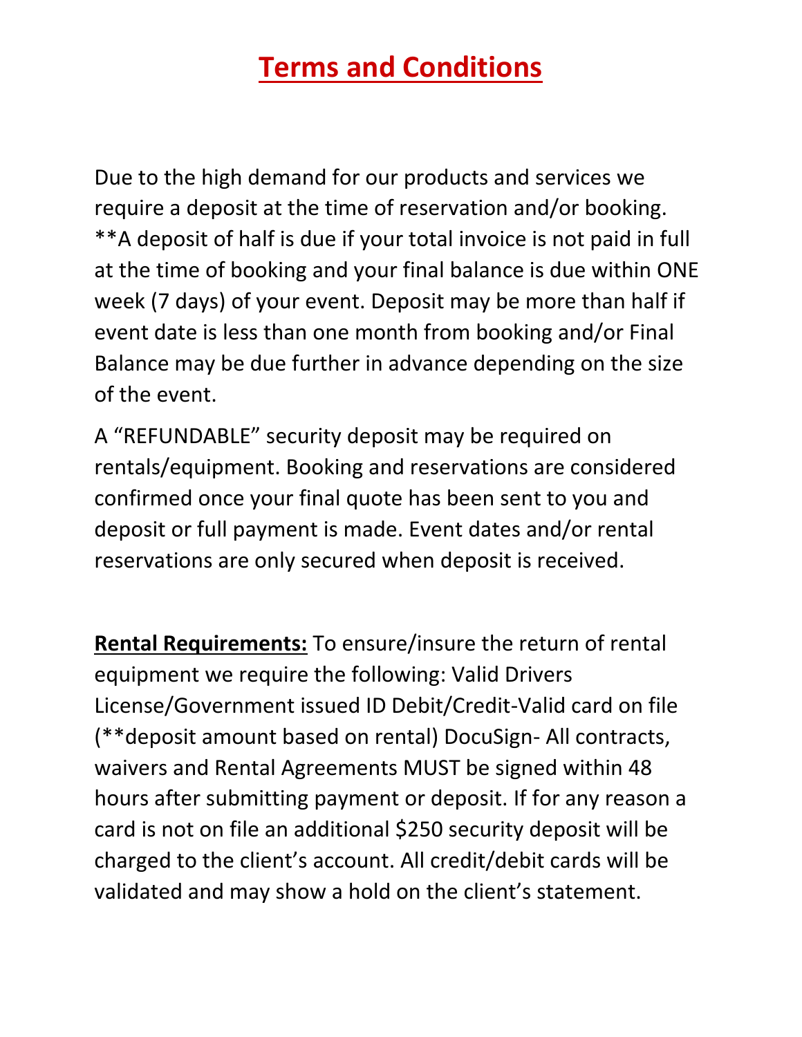# Terms and Conditions

Due to the high demand for our products and services we require a deposit at the time of reservation and/or booking. **A deposit of half is due if your total invoice is not paid in full at the time of booking and your final balance is due within ONE week (7 days) of your event. Deposit may be more than half if event date is less than one month from booking and/or Final Balance may be due further in advance depending on the size of the event.

A "REFUNDABLE" security deposit may be required on rentals/equipment. Booking and reservations are considered confirmed once your final quote has been sent to you and deposit or full payment is made. Event dates and/or rental reservations are only secured when deposit is received.

**Rental Requirements:** To ensure/insure the return of rental equipment we require the following: Valid Drivers License/Government issued ID Debit/Credit-Valid card on file (**deposit amount based on rental) DocuSign- All contracts, waivers and Rental Agreements MUST be signed within 48 hours after submitting payment or deposit. If for any reason a card is not on file an additional $250 security deposit will be charged to the client's account. All credit/debit cards will be validated and may show a hold on the client's statement.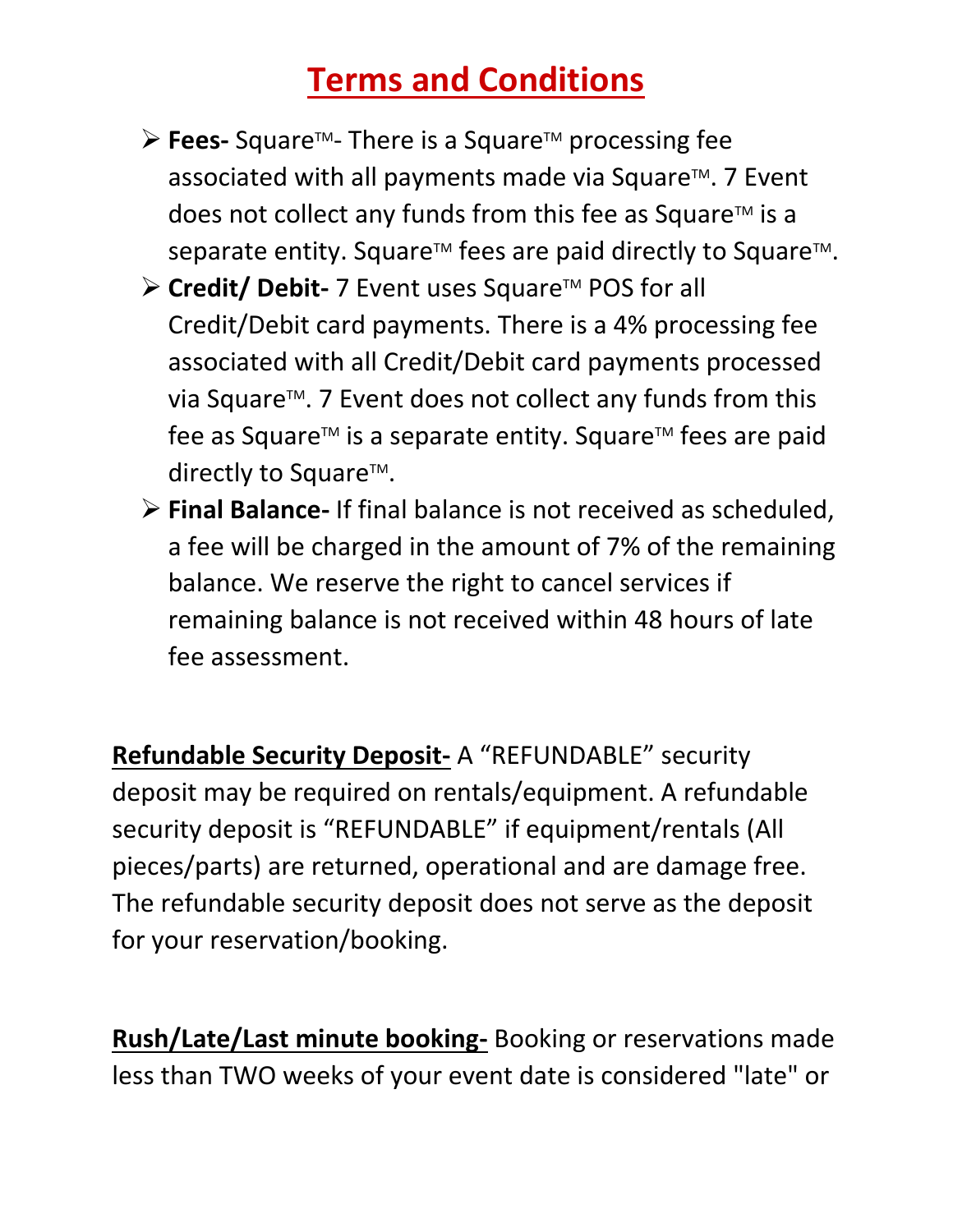# Terms and Conditions

- **Fees-** Square™- There is a Square™ processing fee associated with all payments made via Square™. 7 Event does not collect any funds from this fee as Square™ is a separate entity. Square™ fees are paid directly to Square™.
- **Credit/ Debit-** 7 Event uses Square™ POS for all Credit/Debit card payments. There is a 4% processing fee associated with all Credit/Debit card payments processed via Square™. 7 Event does not collect any funds from this fee as Square™ is a separate entity. Square™ fees are paid directly to Square™.
- **Final Balance-** If final balance is not received as scheduled, a fee will be charged in the amount of 7% of the remaining balance. We reserve the right to cancel services if remaining balance is not received within 48 hours of late fee assessment.

**Refundable Security Deposit-** A "REFUNDABLE" security deposit may be required on rentals/equipment. A refundable security deposit is "REFUNDABLE" if equipment/rentals (All pieces/parts) are returned, operational and are damage free. The refundable security deposit does not serve as the deposit for your reservation/booking.

**Rush/Late/Last minute booking-** Booking or reservations made less than TWO weeks of your event date is considered "late" or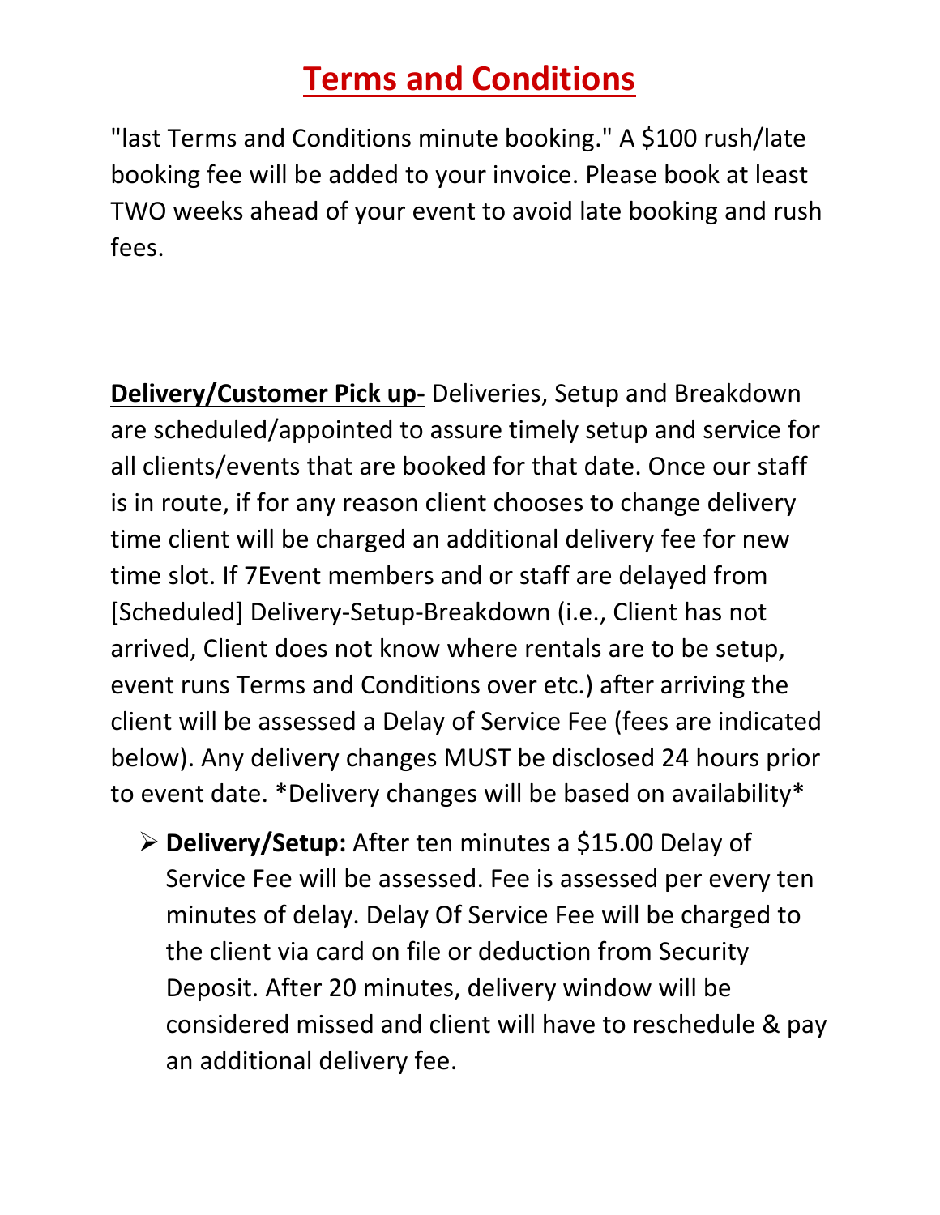# Terms and Conditions

"last Terms and Conditions minute booking." A $100 rush/late booking fee will be added to your invoice. Please book at least TWO weeks ahead of your event to avoid late booking and rush fees.

**Delivery/Customer Pick up-** Deliveries, Setup and Breakdown are scheduled/appointed to assure timely setup and service for all clients/events that are booked for that date. Once our staff is in route, if for any reason client chooses to change delivery time client will be charged an additional delivery fee for new time slot. If 7Event members and or staff are delayed from [Scheduled] Delivery-Setup-Breakdown (i.e., Client has not arrived, Client does not know where rentals are to be setup, event runs Terms and Conditions over etc.) after arriving the client will be assessed a Delay of Service Fee (fees are indicated below). Any delivery changes MUST be disclosed 24 hours prior to event date. *Delivery changes will be based on availability*

- **Delivery/Setup:** After ten minutes a $15.00 Delay of Service Fee will be assessed. Fee is assessed per every ten minutes of delay. Delay Of Service Fee will be charged to the client via card on file or deduction from Security Deposit. After 20 minutes, delivery window will be considered missed and client will have to reschedule & pay an additional delivery fee.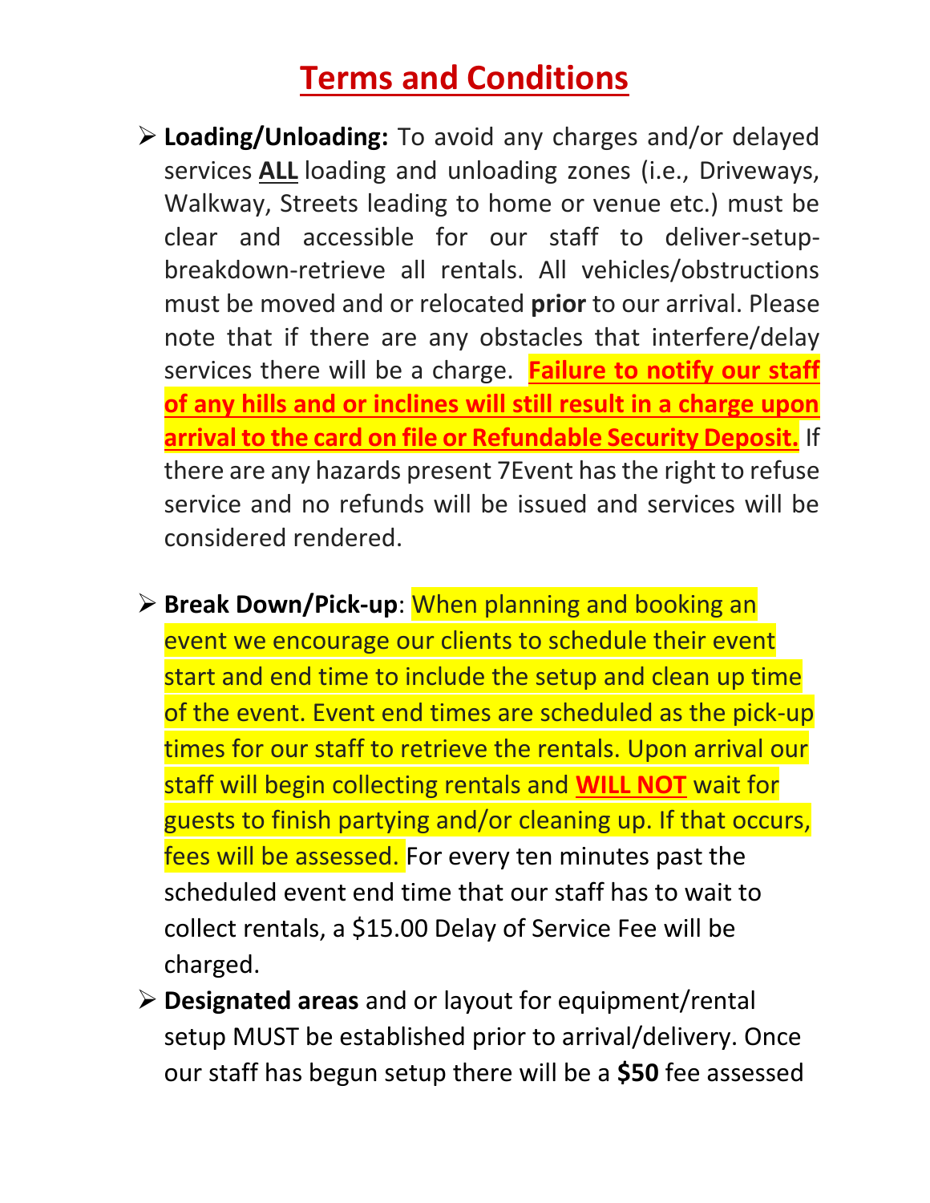# Terms and Conditions

- **Loading/Unloading:** To avoid any charges and/or delayed services **ALL** loading and unloading zones (i.e., Driveways, Walkway, Streets leading to home or venue etc.) must be clear and accessible for our staff to deliver-setup-breakdown-retrieve all rentals. All vehicles/obstructions must be moved and or relocated **prior** to our arrival. Please note that if there are any obstacles that interfere/delay services there will be a charge. **Failure to notify our staff of any hills and or inclines will still result in a charge upon arrival to the card on file or Refundable Security Deposit.** If there are any hazards present 7Event has the right to refuse service and no refunds will be issued and services will be considered rendered.

- **Break Down/Pick-up**: When planning and booking an event we encourage our clients to schedule their event start and end time to include the setup and clean up time of the event. Event end times are scheduled as the pick-up times for our staff to retrieve the rentals. Upon arrival our staff will begin collecting rentals and **WILL NOT** wait for guests to finish partying and/or cleaning up. If that occurs, fees will be assessed. For every ten minutes past the scheduled event end time that our staff has to wait to collect rentals, a $15.00 Delay of Service Fee will be charged.
- **Designated areas** and or layout for equipment/rental setup MUST be established prior to arrival/delivery. Once our staff has begun setup there will be a **$50** fee assessed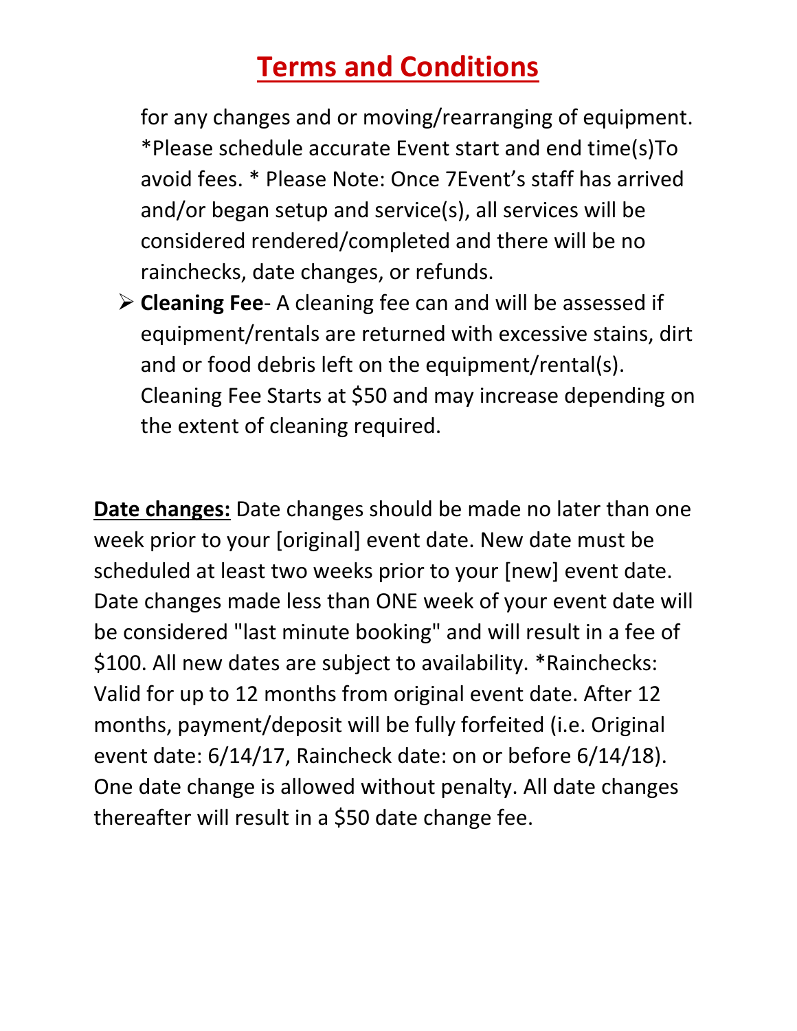# Terms and Conditions

for any changes and or moving/rearranging of equipment. *Please schedule accurate Event start and end time(s)To avoid fees. * Please Note: Once 7Event's staff has arrived and/or began setup and service(s), all services will be considered rendered/completed and there will be no rainchecks, date changes, or refunds.

- **Cleaning Fee**- A cleaning fee can and will be assessed if equipment/rentals are returned with excessive stains, dirt and or food debris left on the equipment/rental(s). Cleaning Fee Starts at $50 and may increase depending on the extent of cleaning required.

**Date changes:** Date changes should be made no later than one week prior to your [original] event date. New date must be scheduled at least two weeks prior to your [new] event date. Date changes made less than ONE week of your event date will be considered "last minute booking" and will result in a fee of $100. All new dates are subject to availability. *Rainchecks: Valid for up to 12 months from original event date. After 12 months, payment/deposit will be fully forfeited (i.e. Original event date: 6/14/17, Raincheck date: on or before 6/14/18). One date change is allowed without penalty. All date changes thereafter will result in a $50 date change fee.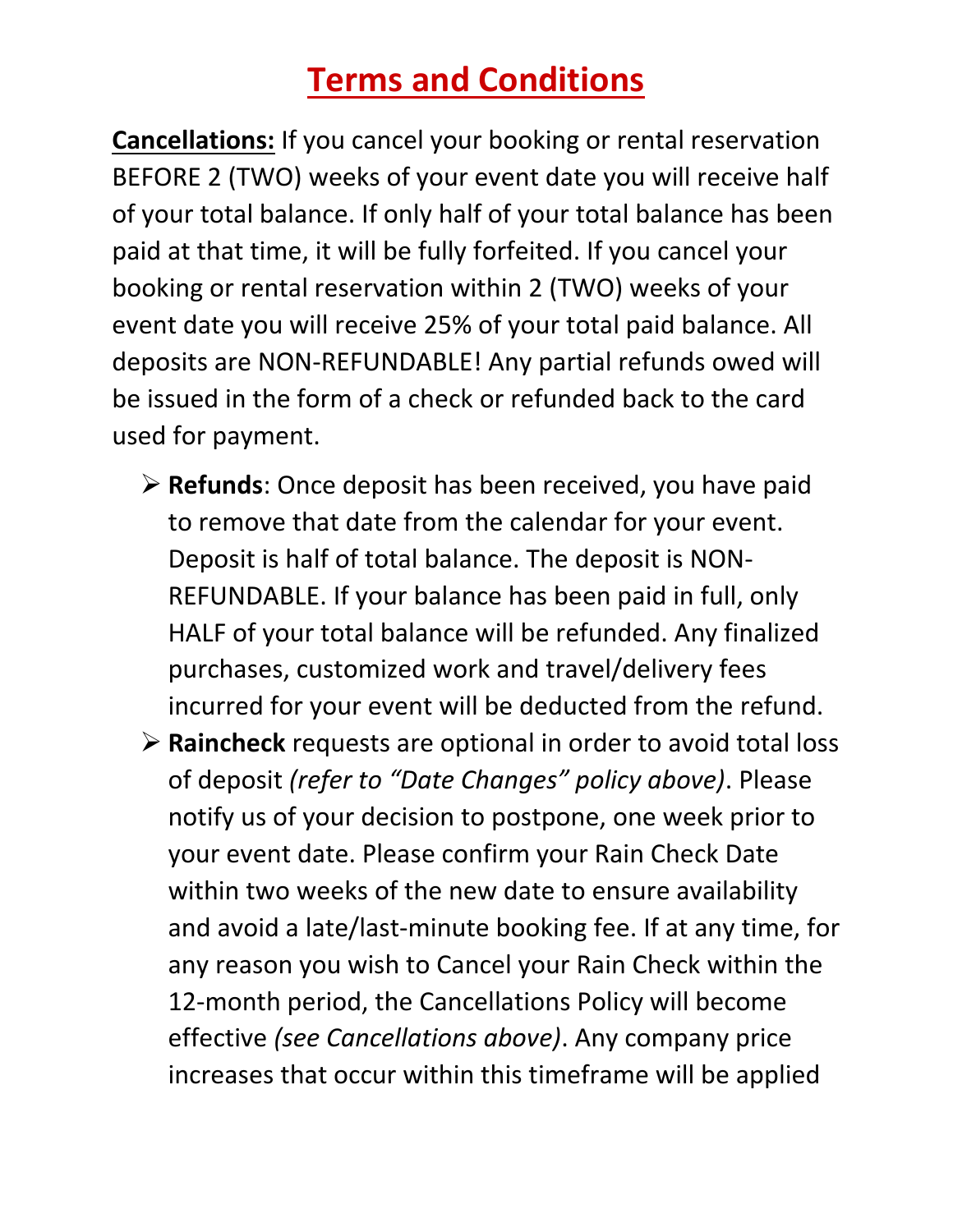# Terms and Conditions

**Cancellations:** If you cancel your booking or rental reservation BEFORE 2 (TWO) weeks of your event date you will receive half of your total balance. If only half of your total balance has been paid at that time, it will be fully forfeited. If you cancel your booking or rental reservation within 2 (TWO) weeks of your event date you will receive 25% of your total paid balance. All deposits are NON-REFUNDABLE! Any partial refunds owed will be issued in the form of a check or refunded back to the card used for payment.

- **Refunds**: Once deposit has been received, you have paid to remove that date from the calendar for your event. Deposit is half of total balance. The deposit is NON-REFUNDABLE. If your balance has been paid in full, only HALF of your total balance will be refunded. Any finalized purchases, customized work and travel/delivery fees incurred for your event will be deducted from the refund.
- **Raincheck** requests are optional in order to avoid total loss of deposit *(refer to "Date Changes" policy above)*. Please notify us of your decision to postpone, one week prior to your event date. Please confirm your Rain Check Date within two weeks of the new date to ensure availability and avoid a late/last-minute booking fee. If at any time, for any reason you wish to Cancel your Rain Check within the 12-month period, the Cancellations Policy will become effective *(see Cancellations above)*. Any company price increases that occur within this timeframe will be applied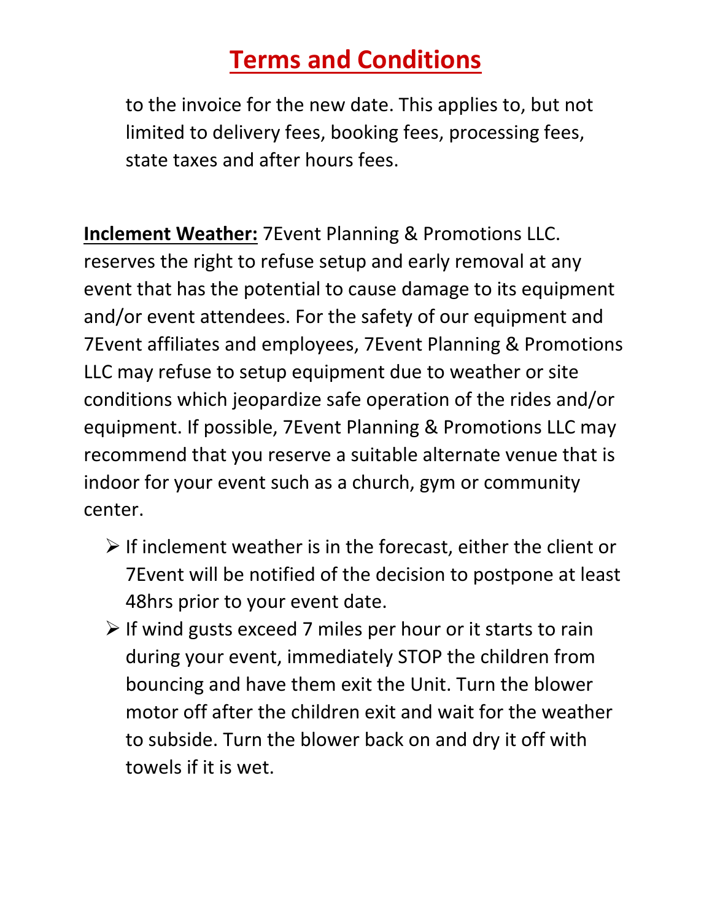# Terms and Conditions

to the invoice for the new date. This applies to, but not limited to delivery fees, booking fees, processing fees, state taxes and after hours fees.

**Inclement Weather:** 7Event Planning & Promotions LLC. reserves the right to refuse setup and early removal at any event that has the potential to cause damage to its equipment and/or event attendees. For the safety of our equipment and 7Event affiliates and employees, 7Event Planning & Promotions LLC may refuse to setup equipment due to weather or site conditions which jeopardize safe operation of the rides and/or equipment. If possible, 7Event Planning & Promotions LLC may recommend that you reserve a suitable alternate venue that is indoor for your event such as a church, gym or community center.

- If inclement weather is in the forecast, either the client or 7Event will be notified of the decision to postpone at least 48hrs prior to your event date.
- If wind gusts exceed 7 miles per hour or it starts to rain during your event, immediately STOP the children from bouncing and have them exit the Unit. Turn the blower motor off after the children exit and wait for the weather to subside. Turn the blower back on and dry it off with towels if it is wet.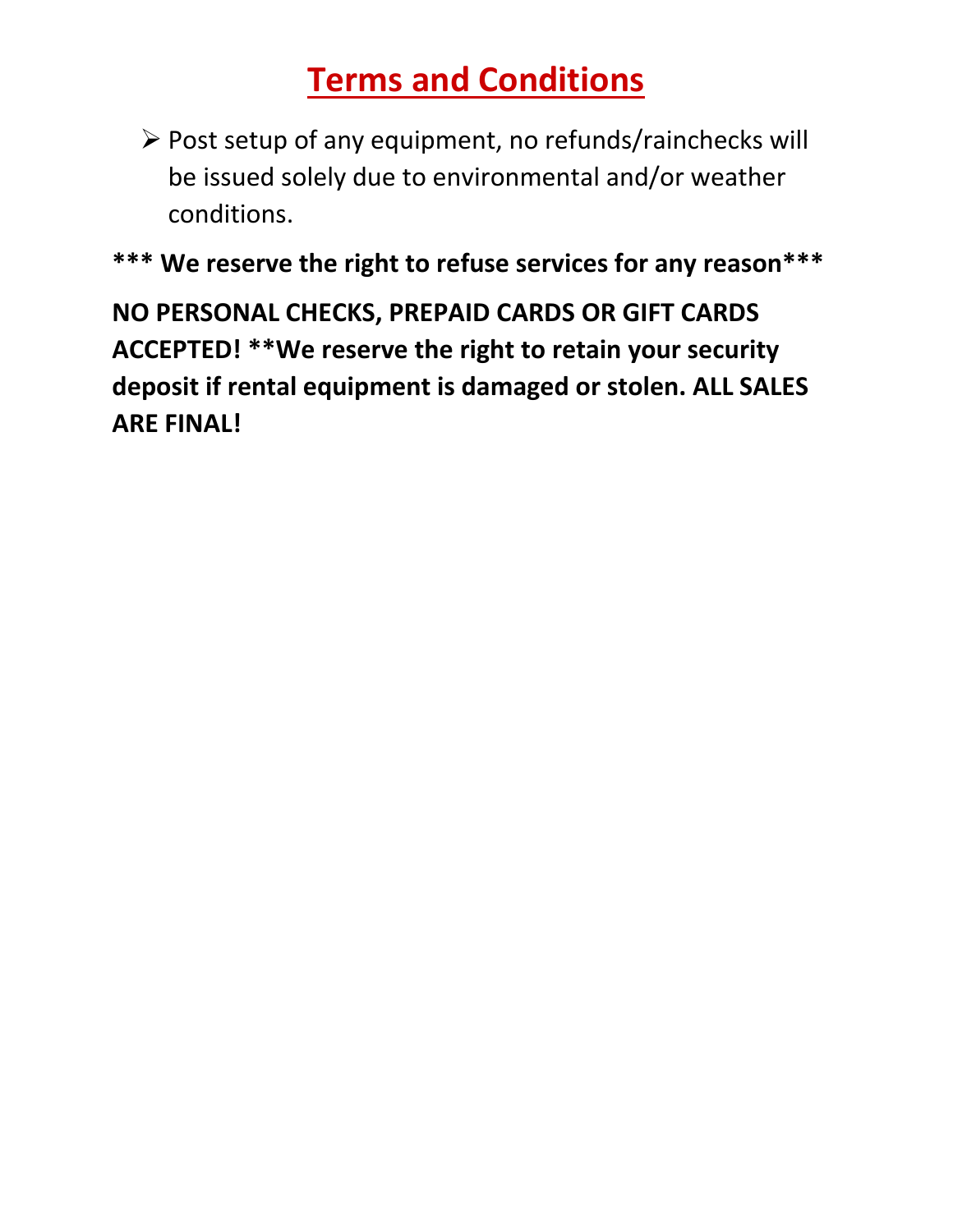# Terms and Conditions

- Post setup of any equipment, no refunds/rainchecks will be issued solely due to environmental and/or weather conditions.

**\*\*\* We reserve the right to refuse services for any reason\*\*\***

**NO PERSONAL CHECKS, PREPAID CARDS OR GIFT CARDS ACCEPTED! \*\*We reserve the right to retain your security deposit if rental equipment is damaged or stolen. ALL SALES ARE FINAL!**